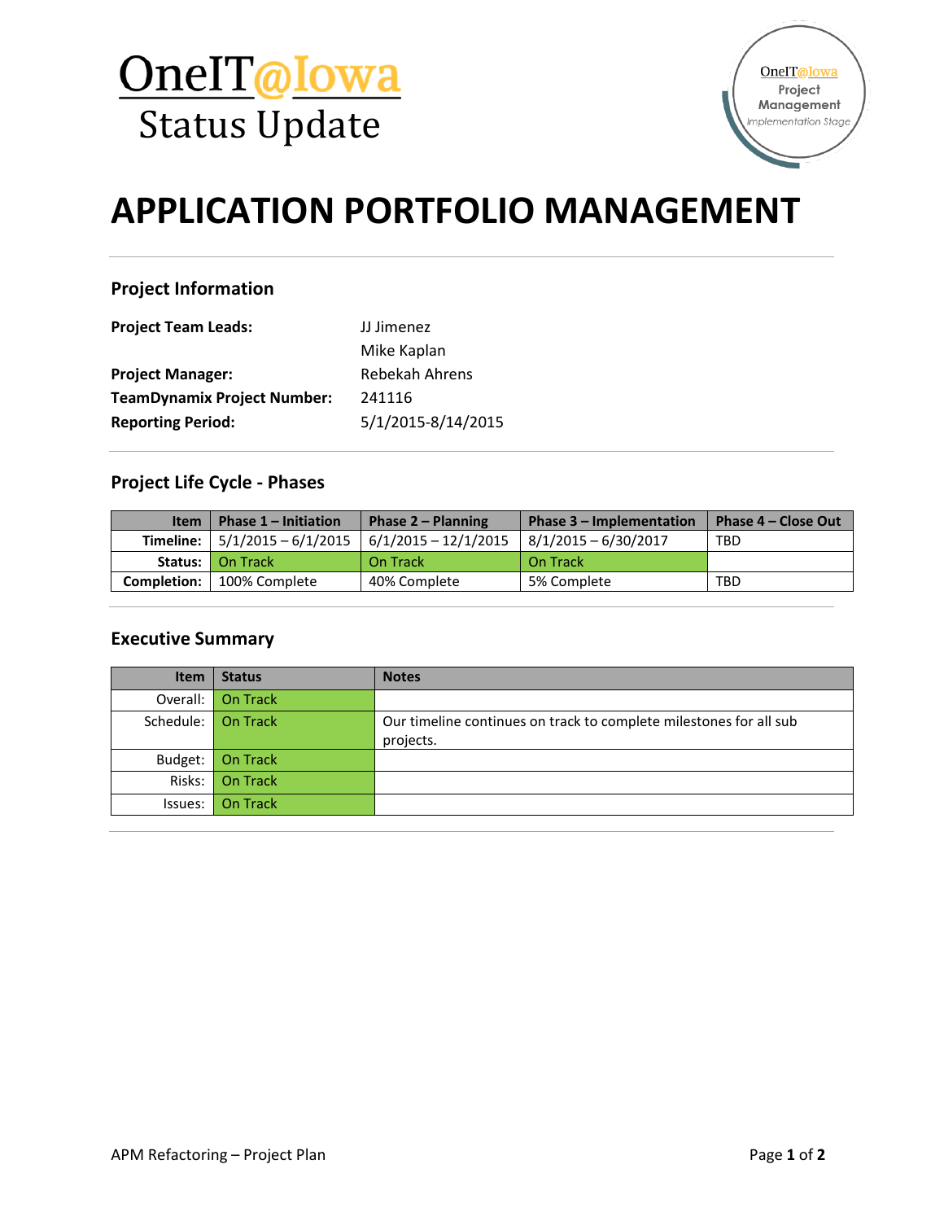# OneIT@Iowa Status Update

# APPLICATION PORTFOLIO MANAGEMENT

## Project Information

**Project Team Leads:** JJ Jimenez
Mike Kaplan

**Project Manager:** Rebekah Ahrens

**TeamDynamix Project Number:** 241116

**Reporting Period:** 5/1/2015-8/14/2015

## Project Life Cycle - Phases

| Item | Phase 1 – Initiation | Phase 2 – Planning | Phase 3 – Implementation | Phase 4 – Close Out |
|---|---|---|---|---|
| **Timeline:** | 5/1/2015 – 6/1/2015 | 6/1/2015 – 12/1/2015 | 8/1/2015 – 6/30/2017 | TBD |
| **Status:** | On Track | On Track | On Track | |
| **Completion:** | 100% Complete | 40% Complete | 5% Complete | TBD |

## Executive Summary

| Item | Status | Notes |
|---|---|---|
| Overall: | On Track | |
| Schedule: | On Track | Our timeline continues on track to complete milestones for all sub projects. |
| Budget: | On Track | |
| Risks: | On Track | |
| Issues: | On Track | |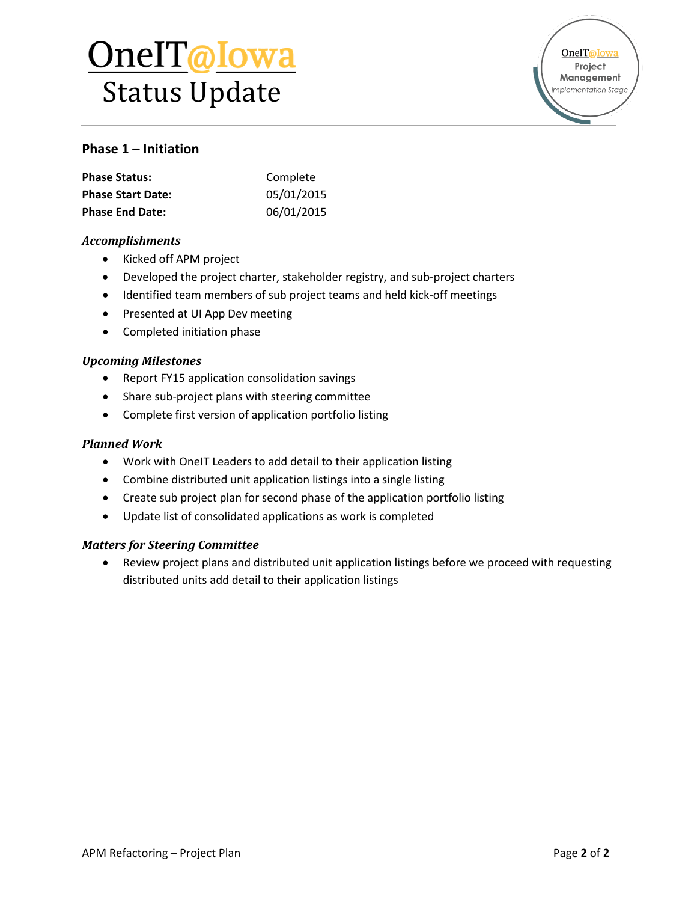# OneIT@Iowa Status Update

## Phase 1 – Initiation

| | |
|---|---|
| **Phase Status:** | Complete |
| **Phase Start Date:** | 05/01/2015 |
| **Phase End Date:** | 06/01/2015 |

### *Accomplishments*

- Kicked off APM project
- Developed the project charter, stakeholder registry, and sub-project charters
- Identified team members of sub project teams and held kick-off meetings
- Presented at UI App Dev meeting
- Completed initiation phase

### *Upcoming Milestones*

- Report FY15 application consolidation savings
- Share sub-project plans with steering committee
- Complete first version of application portfolio listing

### *Planned Work*

- Work with OneIT Leaders to add detail to their application listing
- Combine distributed unit application listings into a single listing
- Create sub project plan for second phase of the application portfolio listing
- Update list of consolidated applications as work is completed

### *Matters for Steering Committee*

- Review project plans and distributed unit application listings before we proceed with requesting distributed units add detail to their application listings